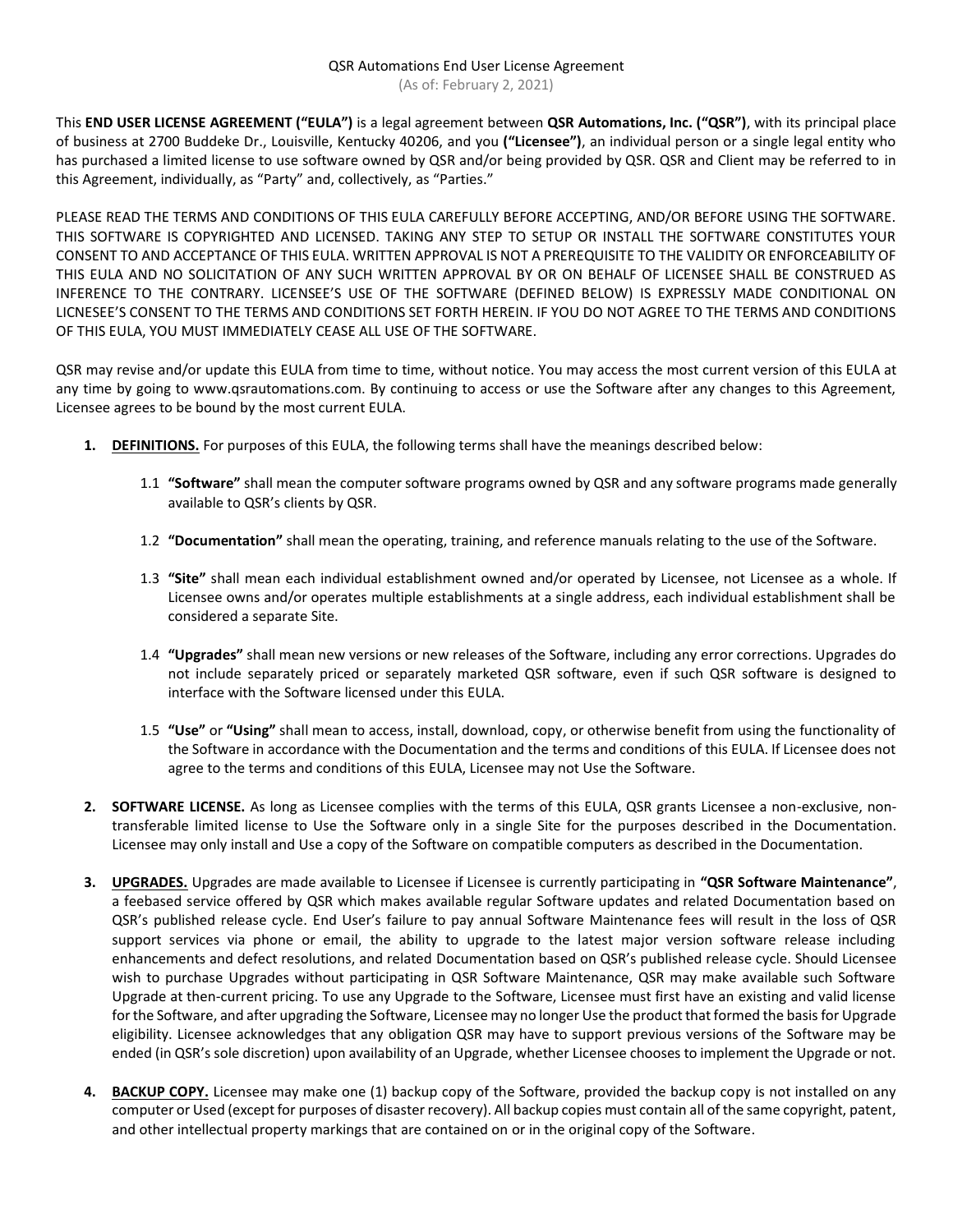QSR Automations End User License Agreement

(As of: February 2, 2021)

This **END USER LICENSE AGREEMENT ("EULA")** is a legal agreement between **QSR Automations, Inc. ("QSR")**, with its principal place of business at 2700 Buddeke Dr., Louisville, Kentucky 40206, and you **("Licensee")**, an individual person or a single legal entity who has purchased a limited license to use software owned by QSR and/or being provided by QSR. QSR and Client may be referred to in this Agreement, individually, as "Party" and, collectively, as "Parties."

PLEASE READ THE TERMS AND CONDITIONS OF THIS EULA CAREFULLY BEFORE ACCEPTING, AND/OR BEFORE USING THE SOFTWARE. THIS SOFTWARE IS COPYRIGHTED AND LICENSED. TAKING ANY STEP TO SETUP OR INSTALL THE SOFTWARE CONSTITUTES YOUR CONSENT TO AND ACCEPTANCE OF THIS EULA. WRITTEN APPROVAL IS NOT A PREREQUISITE TO THE VALIDITY OR ENFORCEABILITY OF THIS EULA AND NO SOLICITATION OF ANY SUCH WRITTEN APPROVAL BY OR ON BEHALF OF LICENSEE SHALL BE CONSTRUED AS INFERENCE TO THE CONTRARY. LICENSEE'S USE OF THE SOFTWARE (DEFINED BELOW) IS EXPRESSLY MADE CONDITIONAL ON LICNESEE'S CONSENT TO THE TERMS AND CONDITIONS SET FORTH HEREIN. IF YOU DO NOT AGREE TO THE TERMS AND CONDITIONS OF THIS EULA, YOU MUST IMMEDIATELY CEASE ALL USE OF THE SOFTWARE.

QSR may revise and/or update this EULA from time to time, without notice. You may access the most current version of this EULA at any time by going to www.qsrautomations.com. By continuing to access or use the Software after any changes to this Agreement, Licensee agrees to be bound by the most current EULA.

1. **DEFINITIONS.** For purposes of this EULA, the following terms shall have the meanings described below:

   1.1 **"Software"** shall mean the computer software programs owned by QSR and any software programs made generally available to QSR's clients by QSR.

   1.2 **"Documentation"** shall mean the operating, training, and reference manuals relating to the use of the Software.

   1.3 **"Site"** shall mean each individual establishment owned and/or operated by Licensee, not Licensee as a whole. If Licensee owns and/or operates multiple establishments at a single address, each individual establishment shall be considered a separate Site.

   1.4 **"Upgrades"** shall mean new versions or new releases of the Software, including any error corrections. Upgrades do not include separately priced or separately marketed QSR software, even if such QSR software is designed to interface with the Software licensed under this EULA.

   1.5 **"Use"** or **"Using"** shall mean to access, install, download, copy, or otherwise benefit from using the functionality of the Software in accordance with the Documentation and the terms and conditions of this EULA. If Licensee does not agree to the terms and conditions of this EULA, Licensee may not Use the Software.

2. **SOFTWARE LICENSE.** As long as Licensee complies with the terms of this EULA, QSR grants Licensee a non-exclusive, non-transferable limited license to Use the Software only in a single Site for the purposes described in the Documentation. Licensee may only install and Use a copy of the Software on compatible computers as described in the Documentation.

3. **UPGRADES.** Upgrades are made available to Licensee if Licensee is currently participating in **"QSR Software Maintenance"**, a feebased service offered by QSR which makes available regular Software updates and related Documentation based on QSR's published release cycle. End User's failure to pay annual Software Maintenance fees will result in the loss of QSR support services via phone or email, the ability to upgrade to the latest major version software release including enhancements and defect resolutions, and related Documentation based on QSR's published release cycle. Should Licensee wish to purchase Upgrades without participating in QSR Software Maintenance, QSR may make available such Software Upgrade at then-current pricing. To use any Upgrade to the Software, Licensee must first have an existing and valid license for the Software, and after upgrading the Software, Licensee may no longer Use the product that formed the basis for Upgrade eligibility. Licensee acknowledges that any obligation QSR may have to support previous versions of the Software may be ended (in QSR's sole discretion) upon availability of an Upgrade, whether Licensee chooses to implement the Upgrade or not.

4. **BACKUP COPY.** Licensee may make one (1) backup copy of the Software, provided the backup copy is not installed on any computer or Used (except for purposes of disaster recovery). All backup copies must contain all of the same copyright, patent, and other intellectual property markings that are contained on or in the original copy of the Software.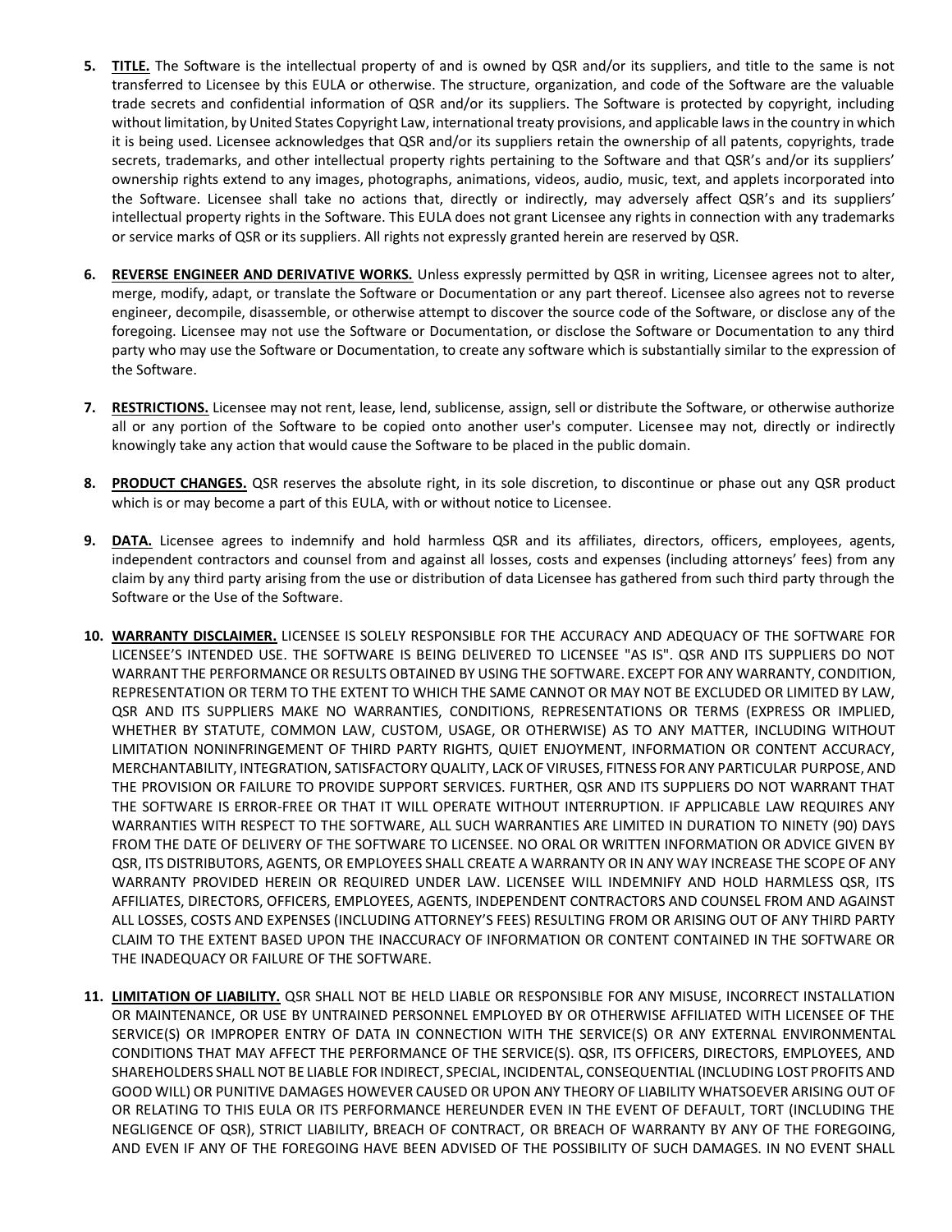5. **TITLE.** The Software is the intellectual property of and is owned by QSR and/or its suppliers, and title to the same is not transferred to Licensee by this EULA or otherwise. The structure, organization, and code of the Software are the valuable trade secrets and confidential information of QSR and/or its suppliers. The Software is protected by copyright, including without limitation, by United States Copyright Law, international treaty provisions, and applicable laws in the country in which it is being used. Licensee acknowledges that QSR and/or its suppliers retain the ownership of all patents, copyrights, trade secrets, trademarks, and other intellectual property rights pertaining to the Software and that QSR's and/or its suppliers' ownership rights extend to any images, photographs, animations, videos, audio, music, text, and applets incorporated into the Software. Licensee shall take no actions that, directly or indirectly, may adversely affect QSR's and its suppliers' intellectual property rights in the Software. This EULA does not grant Licensee any rights in connection with any trademarks or service marks of QSR or its suppliers. All rights not expressly granted herein are reserved by QSR.

6. **REVERSE ENGINEER AND DERIVATIVE WORKS.** Unless expressly permitted by QSR in writing, Licensee agrees not to alter, merge, modify, adapt, or translate the Software or Documentation or any part thereof. Licensee also agrees not to reverse engineer, decompile, disassemble, or otherwise attempt to discover the source code of the Software, or disclose any of the foregoing. Licensee may not use the Software or Documentation, or disclose the Software or Documentation to any third party who may use the Software or Documentation, to create any software which is substantially similar to the expression of the Software.

7. **RESTRICTIONS.** Licensee may not rent, lease, lend, sublicense, assign, sell or distribute the Software, or otherwise authorize all or any portion of the Software to be copied onto another user's computer. Licensee may not, directly or indirectly knowingly take any action that would cause the Software to be placed in the public domain.

8. **PRODUCT CHANGES.** QSR reserves the absolute right, in its sole discretion, to discontinue or phase out any QSR product which is or may become a part of this EULA, with or without notice to Licensee.

9. **DATA.** Licensee agrees to indemnify and hold harmless QSR and its affiliates, directors, officers, employees, agents, independent contractors and counsel from and against all losses, costs and expenses (including attorneys' fees) from any claim by any third party arising from the use or distribution of data Licensee has gathered from such third party through the Software or the Use of the Software.

10. **WARRANTY DISCLAIMER.** LICENSEE IS SOLELY RESPONSIBLE FOR THE ACCURACY AND ADEQUACY OF THE SOFTWARE FOR LICENSEE'S INTENDED USE. THE SOFTWARE IS BEING DELIVERED TO LICENSEE "AS IS". QSR AND ITS SUPPLIERS DO NOT WARRANT THE PERFORMANCE OR RESULTS OBTAINED BY USING THE SOFTWARE. EXCEPT FOR ANY WARRANTY, CONDITION, REPRESENTATION OR TERM TO THE EXTENT TO WHICH THE SAME CANNOT OR MAY NOT BE EXCLUDED OR LIMITED BY LAW, QSR AND ITS SUPPLIERS MAKE NO WARRANTIES, CONDITIONS, REPRESENTATIONS OR TERMS (EXPRESS OR IMPLIED, WHETHER BY STATUTE, COMMON LAW, CUSTOM, USAGE, OR OTHERWISE) AS TO ANY MATTER, INCLUDING WITHOUT LIMITATION NONINFRINGEMENT OF THIRD PARTY RIGHTS, QUIET ENJOYMENT, INFORMATION OR CONTENT ACCURACY, MERCHANTABILITY, INTEGRATION, SATISFACTORY QUALITY, LACK OF VIRUSES, FITNESS FOR ANY PARTICULAR PURPOSE, AND THE PROVISION OR FAILURE TO PROVIDE SUPPORT SERVICES. FURTHER, QSR AND ITS SUPPLIERS DO NOT WARRANT THAT THE SOFTWARE IS ERROR-FREE OR THAT IT WILL OPERATE WITHOUT INTERRUPTION. IF APPLICABLE LAW REQUIRES ANY WARRANTIES WITH RESPECT TO THE SOFTWARE, ALL SUCH WARRANTIES ARE LIMITED IN DURATION TO NINETY (90) DAYS FROM THE DATE OF DELIVERY OF THE SOFTWARE TO LICENSEE. NO ORAL OR WRITTEN INFORMATION OR ADVICE GIVEN BY QSR, ITS DISTRIBUTORS, AGENTS, OR EMPLOYEES SHALL CREATE A WARRANTY OR IN ANY WAY INCREASE THE SCOPE OF ANY WARRANTY PROVIDED HEREIN OR REQUIRED UNDER LAW. LICENSEE WILL INDEMNIFY AND HOLD HARMLESS QSR, ITS AFFILIATES, DIRECTORS, OFFICERS, EMPLOYEES, AGENTS, INDEPENDENT CONTRACTORS AND COUNSEL FROM AND AGAINST ALL LOSSES, COSTS AND EXPENSES (INCLUDING ATTORNEY'S FEES) RESULTING FROM OR ARISING OUT OF ANY THIRD PARTY CLAIM TO THE EXTENT BASED UPON THE INACCURACY OF INFORMATION OR CONTENT CONTAINED IN THE SOFTWARE OR THE INADEQUACY OR FAILURE OF THE SOFTWARE.

11. **LIMITATION OF LIABILITY.** QSR SHALL NOT BE HELD LIABLE OR RESPONSIBLE FOR ANY MISUSE, INCORRECT INSTALLATION OR MAINTENANCE, OR USE BY UNTRAINED PERSONNEL EMPLOYED BY OR OTHERWISE AFFILIATED WITH LICENSEE OF THE SERVICE(S) OR IMPROPER ENTRY OF DATA IN CONNECTION WITH THE SERVICE(S) OR ANY EXTERNAL ENVIRONMENTAL CONDITIONS THAT MAY AFFECT THE PERFORMANCE OF THE SERVICE(S). QSR, ITS OFFICERS, DIRECTORS, EMPLOYEES, AND SHAREHOLDERS SHALL NOT BE LIABLE FOR INDIRECT, SPECIAL, INCIDENTAL, CONSEQUENTIAL (INCLUDING LOST PROFITS AND GOOD WILL) OR PUNITIVE DAMAGES HOWEVER CAUSED OR UPON ANY THEORY OF LIABILITY WHATSOEVER ARISING OUT OF OR RELATING TO THIS EULA OR ITS PERFORMANCE HEREUNDER EVEN IN THE EVENT OF DEFAULT, TORT (INCLUDING THE NEGLIGENCE OF QSR), STRICT LIABILITY, BREACH OF CONTRACT, OR BREACH OF WARRANTY BY ANY OF THE FOREGOING, AND EVEN IF ANY OF THE FOREGOING HAVE BEEN ADVISED OF THE POSSIBILITY OF SUCH DAMAGES. IN NO EVENT SHALL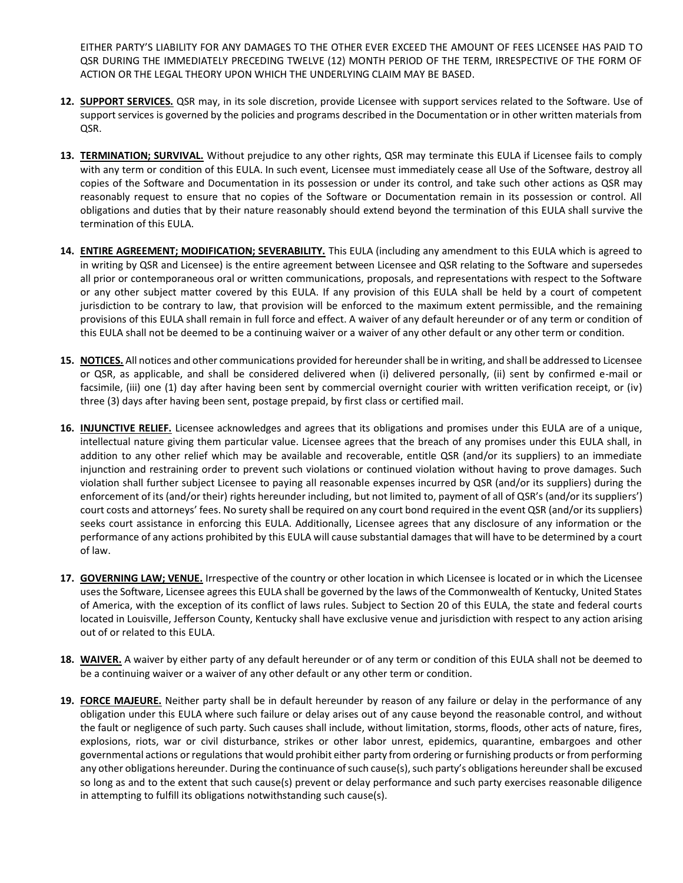EITHER PARTY'S LIABILITY FOR ANY DAMAGES TO THE OTHER EVER EXCEED THE AMOUNT OF FEES LICENSEE HAS PAID TO QSR DURING THE IMMEDIATELY PRECEDING TWELVE (12) MONTH PERIOD OF THE TERM, IRRESPECTIVE OF THE FORM OF ACTION OR THE LEGAL THEORY UPON WHICH THE UNDERLYING CLAIM MAY BE BASED.

12. **SUPPORT SERVICES.** QSR may, in its sole discretion, provide Licensee with support services related to the Software. Use of support services is governed by the policies and programs described in the Documentation or in other written materials from QSR.

13. **TERMINATION; SURVIVAL.** Without prejudice to any other rights, QSR may terminate this EULA if Licensee fails to comply with any term or condition of this EULA. In such event, Licensee must immediately cease all Use of the Software, destroy all copies of the Software and Documentation in its possession or under its control, and take such other actions as QSR may reasonably request to ensure that no copies of the Software or Documentation remain in its possession or control. All obligations and duties that by their nature reasonably should extend beyond the termination of this EULA shall survive the termination of this EULA.

14. **ENTIRE AGREEMENT; MODIFICATION; SEVERABILITY.** This EULA (including any amendment to this EULA which is agreed to in writing by QSR and Licensee) is the entire agreement between Licensee and QSR relating to the Software and supersedes all prior or contemporaneous oral or written communications, proposals, and representations with respect to the Software or any other subject matter covered by this EULA. If any provision of this EULA shall be held by a court of competent jurisdiction to be contrary to law, that provision will be enforced to the maximum extent permissible, and the remaining provisions of this EULA shall remain in full force and effect. A waiver of any default hereunder or of any term or condition of this EULA shall not be deemed to be a continuing waiver or a waiver of any other default or any other term or condition.

15. **NOTICES.** All notices and other communications provided for hereunder shall be in writing, and shall be addressed to Licensee or QSR, as applicable, and shall be considered delivered when (i) delivered personally, (ii) sent by confirmed e-mail or facsimile, (iii) one (1) day after having been sent by commercial overnight courier with written verification receipt, or (iv) three (3) days after having been sent, postage prepaid, by first class or certified mail.

16. **INJUNCTIVE RELIEF.** Licensee acknowledges and agrees that its obligations and promises under this EULA are of a unique, intellectual nature giving them particular value. Licensee agrees that the breach of any promises under this EULA shall, in addition to any other relief which may be available and recoverable, entitle QSR (and/or its suppliers) to an immediate injunction and restraining order to prevent such violations or continued violation without having to prove damages. Such violation shall further subject Licensee to paying all reasonable expenses incurred by QSR (and/or its suppliers) during the enforcement of its (and/or their) rights hereunder including, but not limited to, payment of all of QSR's (and/or its suppliers') court costs and attorneys' fees. No surety shall be required on any court bond required in the event QSR (and/or its suppliers) seeks court assistance in enforcing this EULA. Additionally, Licensee agrees that any disclosure of any information or the performance of any actions prohibited by this EULA will cause substantial damages that will have to be determined by a court of law.

17. **GOVERNING LAW; VENUE.** Irrespective of the country or other location in which Licensee is located or in which the Licensee uses the Software, Licensee agrees this EULA shall be governed by the laws of the Commonwealth of Kentucky, United States of America, with the exception of its conflict of laws rules. Subject to Section 20 of this EULA, the state and federal courts located in Louisville, Jefferson County, Kentucky shall have exclusive venue and jurisdiction with respect to any action arising out of or related to this EULA.

18. **WAIVER.** A waiver by either party of any default hereunder or of any term or condition of this EULA shall not be deemed to be a continuing waiver or a waiver of any other default or any other term or condition.

19. **FORCE MAJEURE.** Neither party shall be in default hereunder by reason of any failure or delay in the performance of any obligation under this EULA where such failure or delay arises out of any cause beyond the reasonable control, and without the fault or negligence of such party. Such causes shall include, without limitation, storms, floods, other acts of nature, fires, explosions, riots, war or civil disturbance, strikes or other labor unrest, epidemics, quarantine, embargoes and other governmental actions or regulations that would prohibit either party from ordering or furnishing products or from performing any other obligations hereunder. During the continuance of such cause(s), such party's obligations hereunder shall be excused so long as and to the extent that such cause(s) prevent or delay performance and such party exercises reasonable diligence in attempting to fulfill its obligations notwithstanding such cause(s).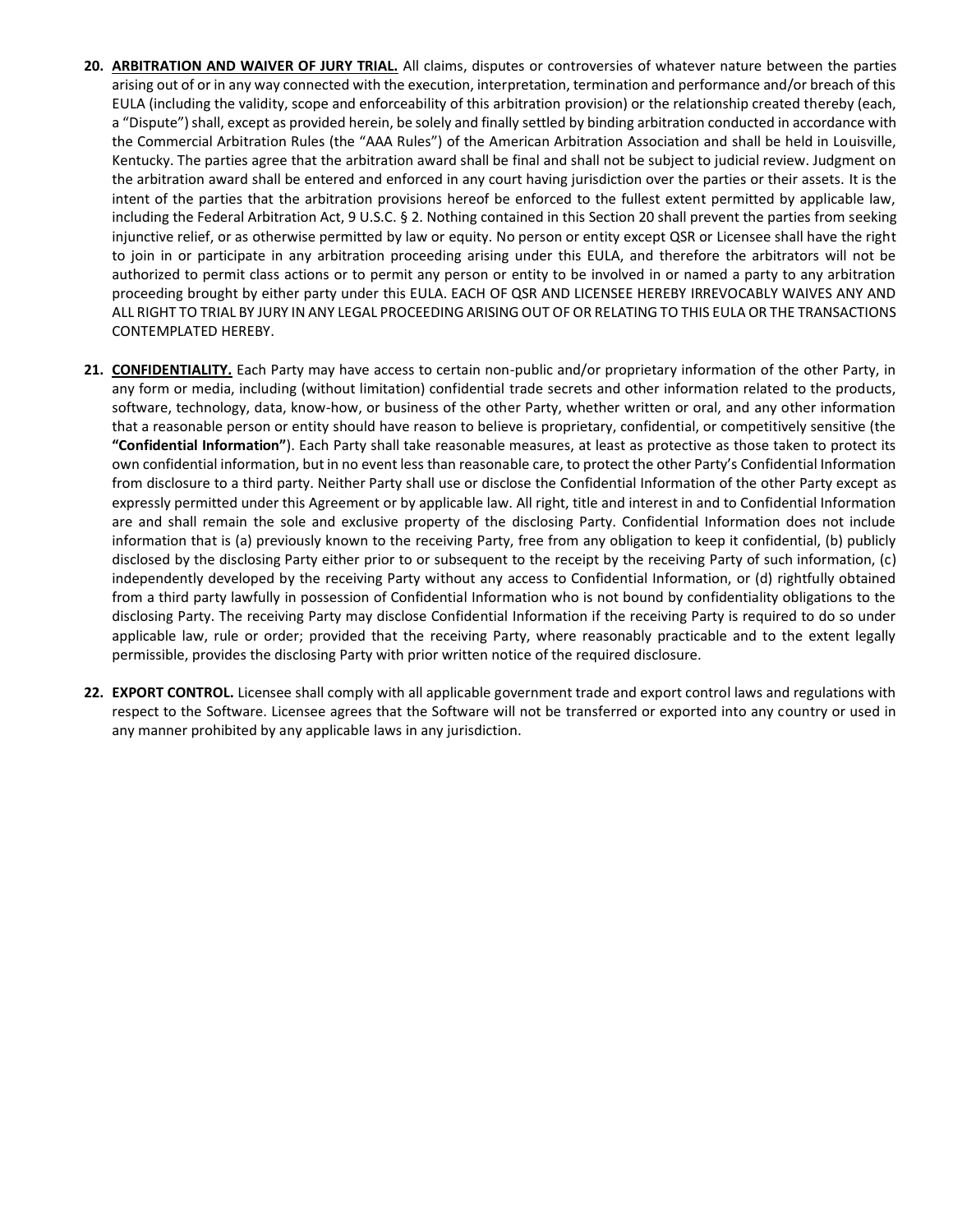20. **<u>ARBITRATION AND WAIVER OF JURY TRIAL.</u>** All claims, disputes or controversies of whatever nature between the parties arising out of or in any way connected with the execution, interpretation, termination and performance and/or breach of this EULA (including the validity, scope and enforceability of this arbitration provision) or the relationship created thereby (each, a "Dispute") shall, except as provided herein, be solely and finally settled by binding arbitration conducted in accordance with the Commercial Arbitration Rules (the "AAA Rules") of the American Arbitration Association and shall be held in Louisville, Kentucky. The parties agree that the arbitration award shall be final and shall not be subject to judicial review. Judgment on the arbitration award shall be entered and enforced in any court having jurisdiction over the parties or their assets. It is the intent of the parties that the arbitration provisions hereof be enforced to the fullest extent permitted by applicable law, including the Federal Arbitration Act, 9 U.S.C. § 2. Nothing contained in this Section 20 shall prevent the parties from seeking injunctive relief, or as otherwise permitted by law or equity. No person or entity except QSR or Licensee shall have the right to join in or participate in any arbitration proceeding arising under this EULA, and therefore the arbitrators will not be authorized to permit class actions or to permit any person or entity to be involved in or named a party to any arbitration proceeding brought by either party under this EULA. EACH OF QSR AND LICENSEE HEREBY IRREVOCABLY WAIVES ANY AND ALL RIGHT TO TRIAL BY JURY IN ANY LEGAL PROCEEDING ARISING OUT OF OR RELATING TO THIS EULA OR THE TRANSACTIONS CONTEMPLATED HEREBY.

21. **<u>CONFIDENTIALITY.</u>** Each Party may have access to certain non-public and/or proprietary information of the other Party, in any form or media, including (without limitation) confidential trade secrets and other information related to the products, software, technology, data, know-how, or business of the other Party, whether written or oral, and any other information that a reasonable person or entity should have reason to believe is proprietary, confidential, or competitively sensitive (the **"Confidential Information"**). Each Party shall take reasonable measures, at least as protective as those taken to protect its own confidential information, but in no event less than reasonable care, to protect the other Party's Confidential Information from disclosure to a third party. Neither Party shall use or disclose the Confidential Information of the other Party except as expressly permitted under this Agreement or by applicable law. All right, title and interest in and to Confidential Information are and shall remain the sole and exclusive property of the disclosing Party. Confidential Information does not include information that is (a) previously known to the receiving Party, free from any obligation to keep it confidential, (b) publicly disclosed by the disclosing Party either prior to or subsequent to the receipt by the receiving Party of such information, (c) independently developed by the receiving Party without any access to Confidential Information, or (d) rightfully obtained from a third party lawfully in possession of Confidential Information who is not bound by confidentiality obligations to the disclosing Party. The receiving Party may disclose Confidential Information if the receiving Party is required to do so under applicable law, rule or order; provided that the receiving Party, where reasonably practicable and to the extent legally permissible, provides the disclosing Party with prior written notice of the required disclosure.

22. **EXPORT CONTROL.** Licensee shall comply with all applicable government trade and export control laws and regulations with respect to the Software. Licensee agrees that the Software will not be transferred or exported into any country or used in any manner prohibited by any applicable laws in any jurisdiction.